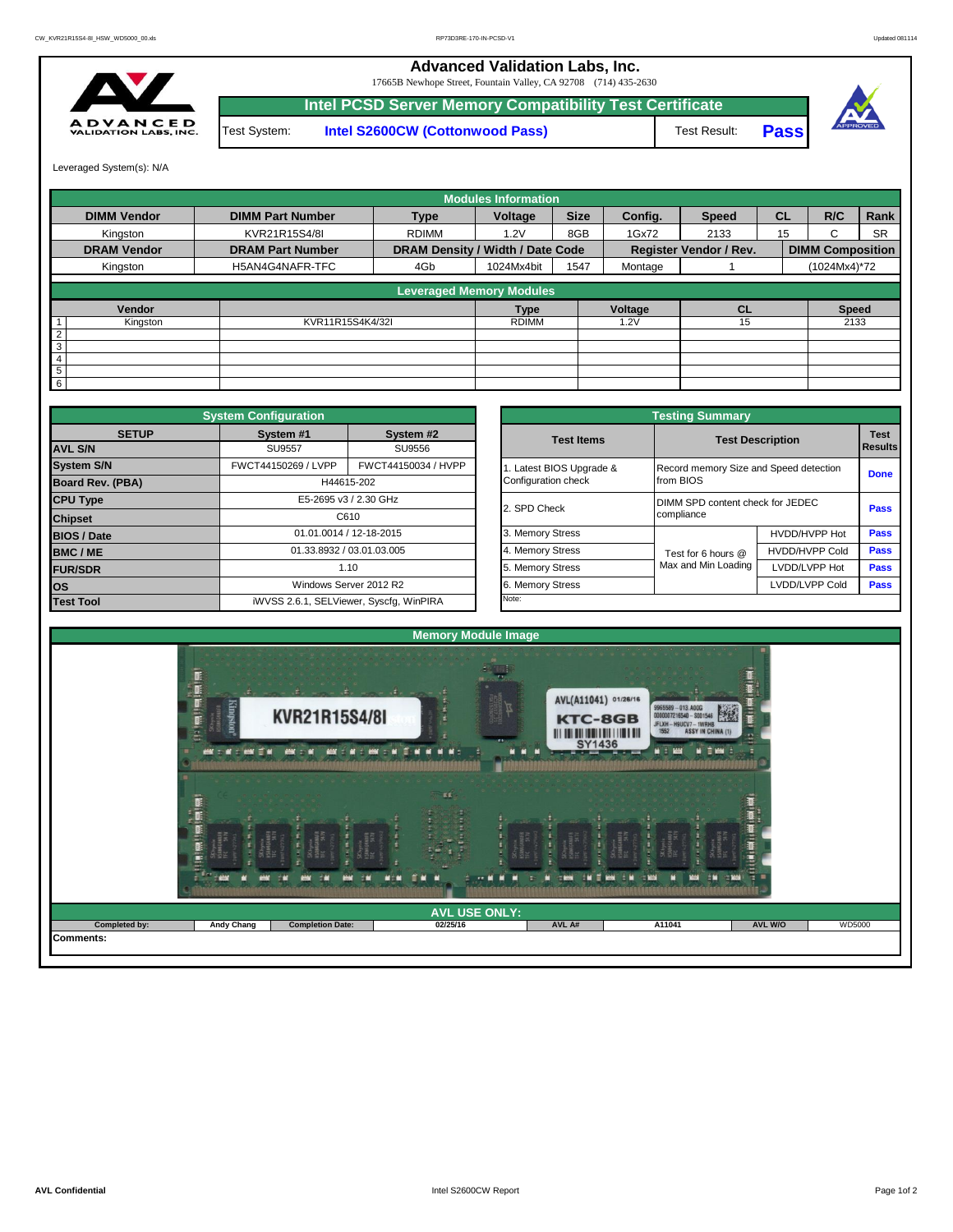# Advanced Validation Labs, Inc.

17665B Newhope Street, Fountain Valley, CA 92708 (714) 435-2630

## Intel PCSD Server Memory Compatibility Test Certificate

Test System: **Intel S2600CW (Cottonwood Pass)** Test Result: **Pass**

Leveraged System(s): N/A

## Modules Information

| DIMM Vendor | DIMM Part Number | Type | Voltage | Size | Config. | Speed | CL | R/C | Rank |
|---|---|---|---|---|---|---|---|---|---|
| Kingston | KVR21R15S4/8I | RDIMM | 1.2V | 8GB | 1Gx72 | 2133 | 15 | C | SR |
| **DRAM Vendor** | **DRAM Part Number** | **DRAM Density / Width / Date Code** | | | **Register Vendor / Rev.** | | **DIMM Composition** | | |
| Kingston | H5AN4G4NAFR-TFC | 4Gb | 1024Mx4bit | 1547 | Montage | 1 | (1024Mx4)*72 | | |

## Leveraged Memory Modules

| | Vendor | | Type | Voltage | CL | Speed |
|---|---|---|---|---|---|---|
| 1 | Kingston | KVR11R15S4K4/32I | RDIMM | 1.2V | 15 | 2133 |
| 2 | | | | | | |
| 3 | | | | | | |
| 4 | | | | | | |
| 5 | | | | | | |
| 6 | | | | | | |

## System Configuration

| SETUP | System #1 | System #2 |
|---|---|---|
| AVL S/N | SU9557 | SU9556 |
| System S/N | FWCT44150269 / LVPP | FWCT44150034 / HVPP |
| Board Rev. (PBA) | H44615-202 | |
| CPU Type | E5-2695 v3 / 2.30 GHz | |
| Chipset | C610 | |
| BIOS / Date | 01.01.0014 / 12-18-2015 | |
| BMC / ME | 01.33.8932 / 03.01.03.005 | |
| FUR/SDR | 1.10 | |
| OS | Windows Server 2012 R2 | |
| Test Tool | iWVSS 2.6.1, SELViewer, Syscfg, WinPIRA | |

## Testing Summary

| Test Items | Test Description | | Test Results |
|---|---|---|---|
| 1. Latest BIOS Upgrade & Configuration check | Record memory Size and Speed detection from BIOS | | Done |
| 2. SPD Check | DIMM SPD content check for JEDEC compliance | | Pass |
| 3. Memory Stress | Test for 6 hours @ Max and Min Loading | HVDD/HVPP Hot | Pass |
| 4. Memory Stress | | HVDD/HVPP Cold | Pass |
| 5. Memory Stress | | LVDD/LVPP Hot | Pass |
| 6. Memory Stress | | LVDD/LVPP Cold | Pass |
| Note: | | | |

## Memory Module Image

## AVL USE ONLY:

| Completed by: | Andy Chang | Completion Date: | 02/25/16 | AVL A# | A11041 | AVL W/O | WD5000 |
|---|---|---|---|---|---|---|---|

**Comments:**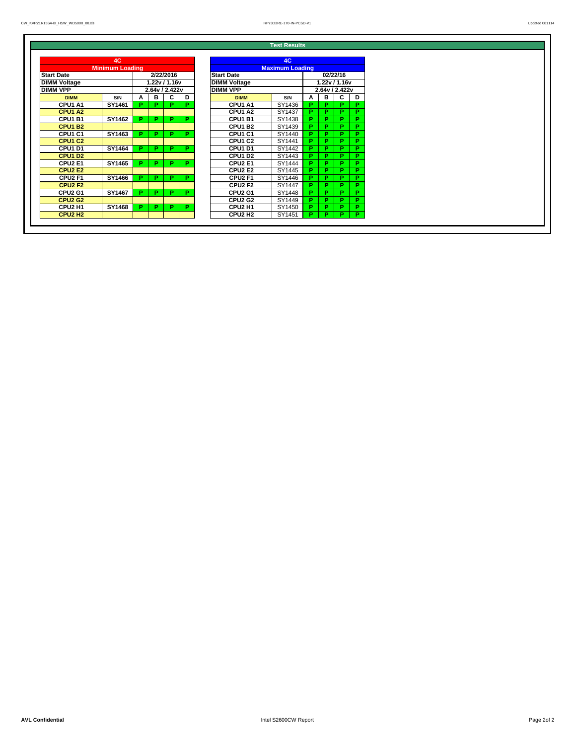## Test Results

| 4C Minimum Loading | | | | | |
|---|---|---|---|---|---|
| Start Date | | 2/22/2016 | | | |
| DIMM Voltage | | 1.22v / 1.16v | | | |
| DIMM VPP | | 2.64v / 2.422v | | | |
| DIMM | S/N | A | B | C | D |
| CPU1 A1 | SY1461 | P | P | P | P |
| CPU1 A2 | | | | | |
| CPU1 B1 | SY1462 | P | P | P | P |
| CPU1 B2 | | | | | |
| CPU1 C1 | SY1463 | P | P | P | P |
| CPU1 C2 | | | | | |
| CPU1 D1 | SY1464 | P | P | P | P |
| CPU1 D2 | | | | | |
| CPU2 E1 | SY1465 | P | P | P | P |
| CPU2 E2 | | | | | |
| CPU2 F1 | SY1466 | P | P | P | P |
| CPU2 F2 | | | | | |
| CPU2 G1 | SY1467 | P | P | P | P |
| CPU2 G2 | | | | | |
| CPU2 H1 | SY1468 | P | P | P | P |
| CPU2 H2 | | | | | |

| 4C Maximum Loading | | | | | |
|---|---|---|---|---|---|
| Start Date | | 02/22/16 | | | |
| DIMM Voltage | | 1.22v / 1.16v | | | |
| DIMM VPP | | 2.64v / 2.422v | | | |
| DIMM | S/N | A | B | C | D |
| CPU1 A1 | SY1436 | P | P | P | P |
| CPU1 A2 | SY1437 | P | P | P | P |
| CPU1 B1 | SY1438 | P | P | P | P |
| CPU1 B2 | SY1439 | P | P | P | P |
| CPU1 C1 | SY1440 | P | P | P | P |
| CPU1 C2 | SY1441 | P | P | P | P |
| CPU1 D1 | SY1442 | P | P | P | P |
| CPU1 D2 | SY1443 | P | P | P | P |
| CPU2 E1 | SY1444 | P | P | P | P |
| CPU2 E2 | SY1445 | P | P | P | P |
| CPU2 F1 | SY1446 | P | P | P | P |
| CPU2 F2 | SY1447 | P | P | P | P |
| CPU2 G1 | SY1448 | P | P | P | P |
| CPU2 G2 | SY1449 | P | P | P | P |
| CPU2 H1 | SY1450 | P | P | P | P |
| CPU2 H2 | SY1451 | P | P | P | P |